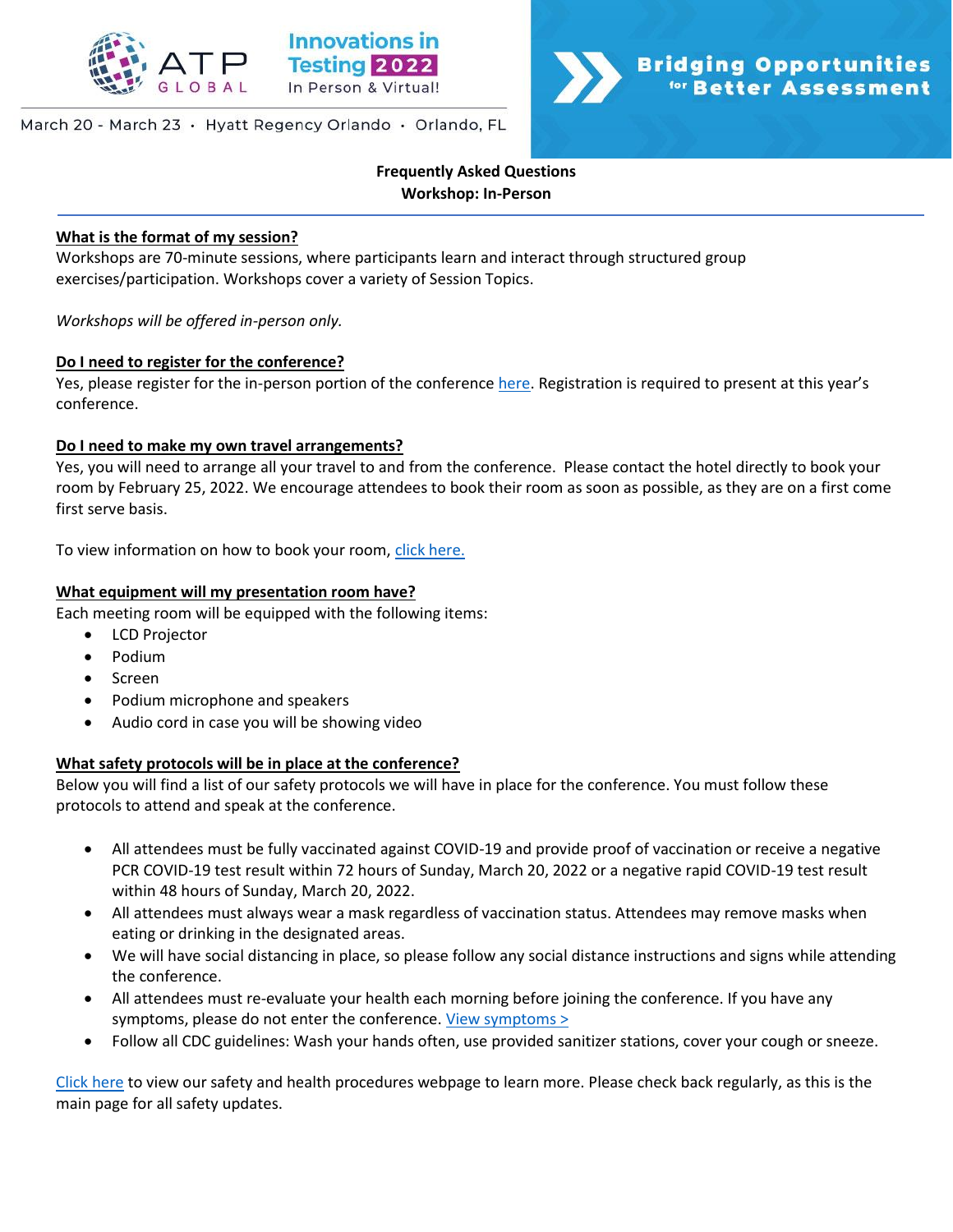ATP GLOBAL

Innovations in Testing 2022
In Person & Virtual!

March 20 - March 23 · Hyatt Regency Orlando · Orlando, FL

Bridging Opportunities for Better Assessment

**Frequently Asked Questions**
**Workshop: In-Person**

---

**What is the format of my session?**

Workshops are 70-minute sessions, where participants learn and interact through structured group exercises/participation. Workshops cover a variety of Session Topics.

*Workshops will be offered in-person only.*

**Do I need to register for the conference?**

Yes, please register for the in-person portion of the conference here. Registration is required to present at this year's conference.

**Do I need to make my own travel arrangements?**

Yes, you will need to arrange all your travel to and from the conference. Please contact the hotel directly to book your room by February 25, 2022. We encourage attendees to book their room as soon as possible, as they are on a first come first serve basis.

To view information on how to book your room, click here.

**What equipment will my presentation room have?**

Each meeting room will be equipped with the following items:

- LCD Projector
- Podium
- Screen
- Podium microphone and speakers
- Audio cord in case you will be showing video

**What safety protocols will be in place at the conference?**

Below you will find a list of our safety protocols we will have in place for the conference. You must follow these protocols to attend and speak at the conference.

- All attendees must be fully vaccinated against COVID-19 and provide proof of vaccination or receive a negative PCR COVID-19 test result within 72 hours of Sunday, March 20, 2022 or a negative rapid COVID-19 test result within 48 hours of Sunday, March 20, 2022.
- All attendees must always wear a mask regardless of vaccination status. Attendees may remove masks when eating or drinking in the designated areas.
- We will have social distancing in place, so please follow any social distance instructions and signs while attending the conference.
- All attendees must re-evaluate your health each morning before joining the conference. If you have any symptoms, please do not enter the conference. View symptoms >
- Follow all CDC guidelines: Wash your hands often, use provided sanitizer stations, cover your cough or sneeze.

Click here to view our safety and health procedures webpage to learn more. Please check back regularly, as this is the main page for all safety updates.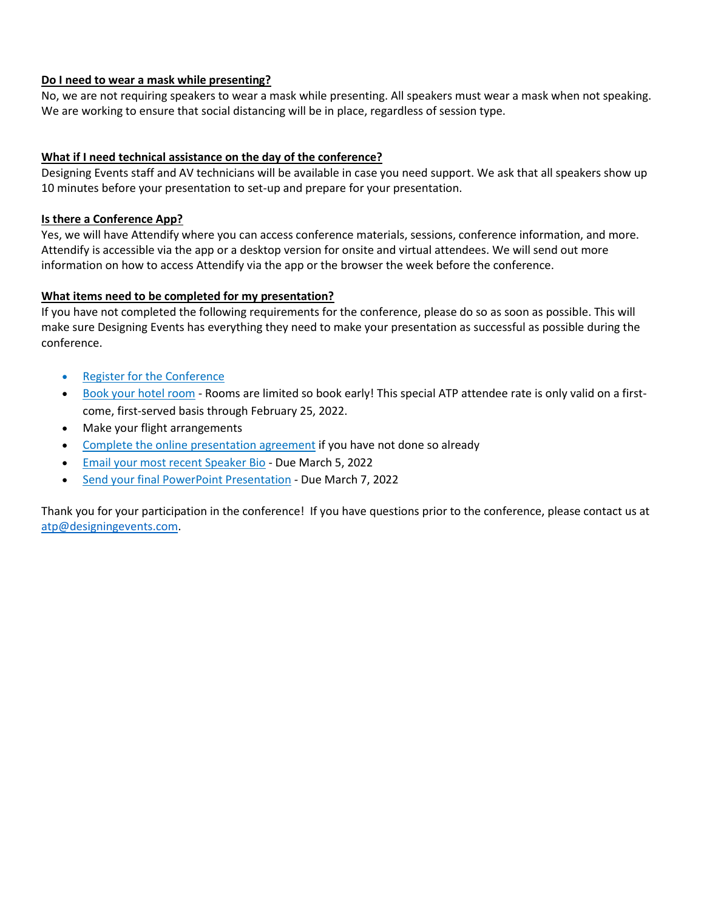**Do I need to wear a mask while presenting?**

No, we are not requiring speakers to wear a mask while presenting. All speakers must wear a mask when not speaking. We are working to ensure that social distancing will be in place, regardless of session type.

**What if I need technical assistance on the day of the conference?**

Designing Events staff and AV technicians will be available in case you need support. We ask that all speakers show up 10 minutes before your presentation to set-up and prepare for your presentation.

**Is there a Conference App?**

Yes, we will have Attendify where you can access conference materials, sessions, conference information, and more. Attendify is accessible via the app or a desktop version for onsite and virtual attendees. We will send out more information on how to access Attendify via the app or the browser the week before the conference.

**What items need to be completed for my presentation?**

If you have not completed the following requirements for the conference, please do so as soon as possible. This will make sure Designing Events has everything they need to make your presentation as successful as possible during the conference.

- Register for the Conference
- Book your hotel room - Rooms are limited so book early! This special ATP attendee rate is only valid on a first-come, first-served basis through February 25, 2022.
- Make your flight arrangements
- Complete the online presentation agreement if you have not done so already
- Email your most recent Speaker Bio - Due March 5, 2022
- Send your final PowerPoint Presentation - Due March 7, 2022

Thank you for your participation in the conference! If you have questions prior to the conference, please contact us at atp@designingevents.com.